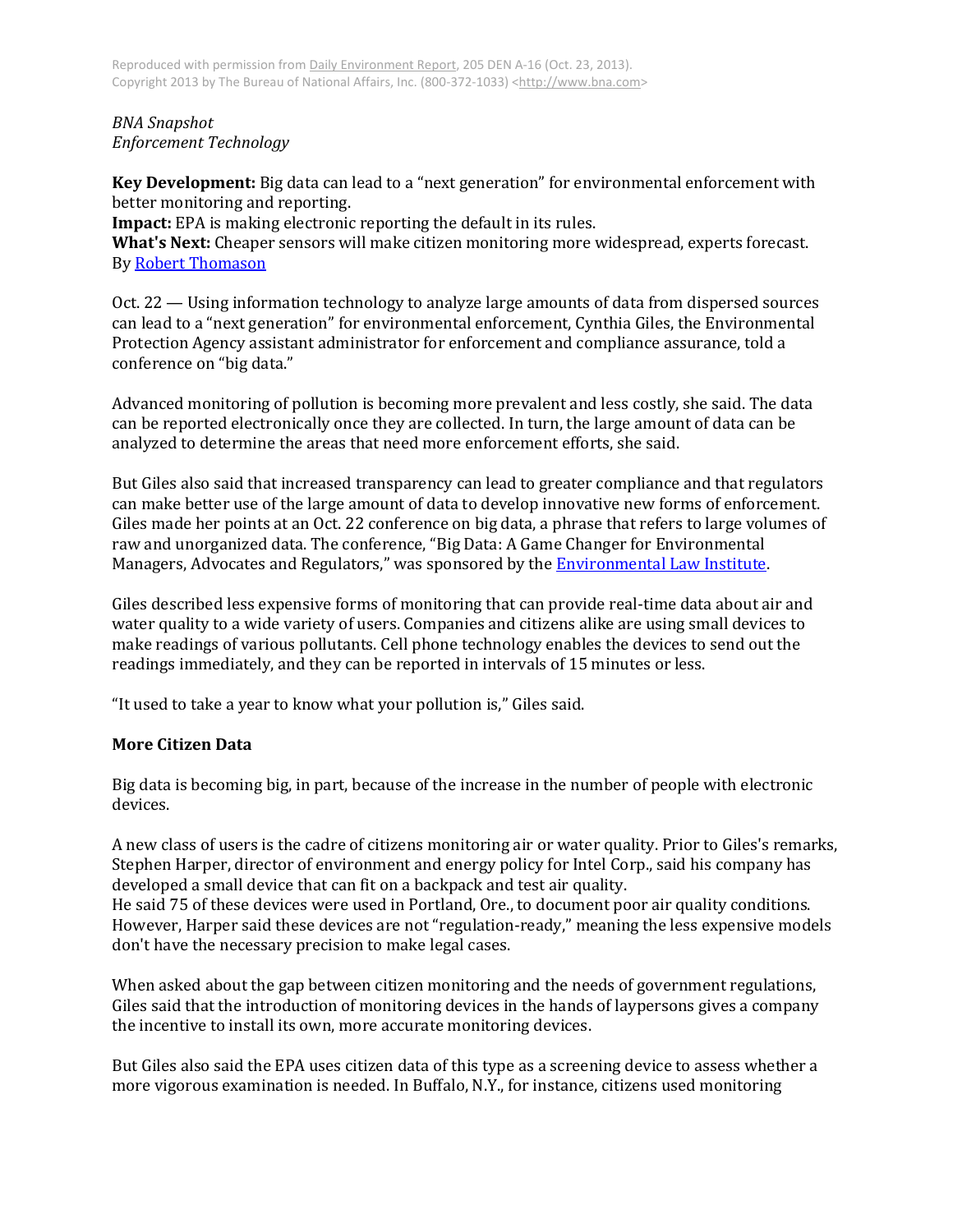Reproduced with permission from Daily Environment Report, 205 DEN A-16 (Oct. 23, 2013). Copyright 2013 by The Bureau of National Affairs, Inc. (800-372-1033) <http://www.bna.com>

*BNA Snapshot*
*Enforcement Technology*

**Key Development:** Big data can lead to a "next generation" for environmental enforcement with better monitoring and reporting.
**Impact:** EPA is making electronic reporting the default in its rules.
**What's Next:** Cheaper sensors will make citizen monitoring more widespread, experts forecast.
By Robert Thomason

Oct. 22 — Using information technology to analyze large amounts of data from dispersed sources can lead to a "next generation" for environmental enforcement, Cynthia Giles, the Environmental Protection Agency assistant administrator for enforcement and compliance assurance, told a conference on "big data."

Advanced monitoring of pollution is becoming more prevalent and less costly, she said. The data can be reported electronically once they are collected. In turn, the large amount of data can be analyzed to determine the areas that need more enforcement efforts, she said.

But Giles also said that increased transparency can lead to greater compliance and that regulators can make better use of the large amount of data to develop innovative new forms of enforcement. Giles made her points at an Oct. 22 conference on big data, a phrase that refers to large volumes of raw and unorganized data. The conference, "Big Data: A Game Changer for Environmental Managers, Advocates and Regulators," was sponsored by the Environmental Law Institute.

Giles described less expensive forms of monitoring that can provide real-time data about air and water quality to a wide variety of users. Companies and citizens alike are using small devices to make readings of various pollutants. Cell phone technology enables the devices to send out the readings immediately, and they can be reported in intervals of 15 minutes or less.

"It used to take a year to know what your pollution is," Giles said.

**More Citizen Data**

Big data is becoming big, in part, because of the increase in the number of people with electronic devices.

A new class of users is the cadre of citizens monitoring air or water quality. Prior to Giles's remarks, Stephen Harper, director of environment and energy policy for Intel Corp., said his company has developed a small device that can fit on a backpack and test air quality.
He said 75 of these devices were used in Portland, Ore., to document poor air quality conditions. However, Harper said these devices are not "regulation-ready," meaning the less expensive models don't have the necessary precision to make legal cases.

When asked about the gap between citizen monitoring and the needs of government regulations, Giles said that the introduction of monitoring devices in the hands of laypersons gives a company the incentive to install its own, more accurate monitoring devices.

But Giles also said the EPA uses citizen data of this type as a screening device to assess whether a more vigorous examination is needed. In Buffalo, N.Y., for instance, citizens used monitoring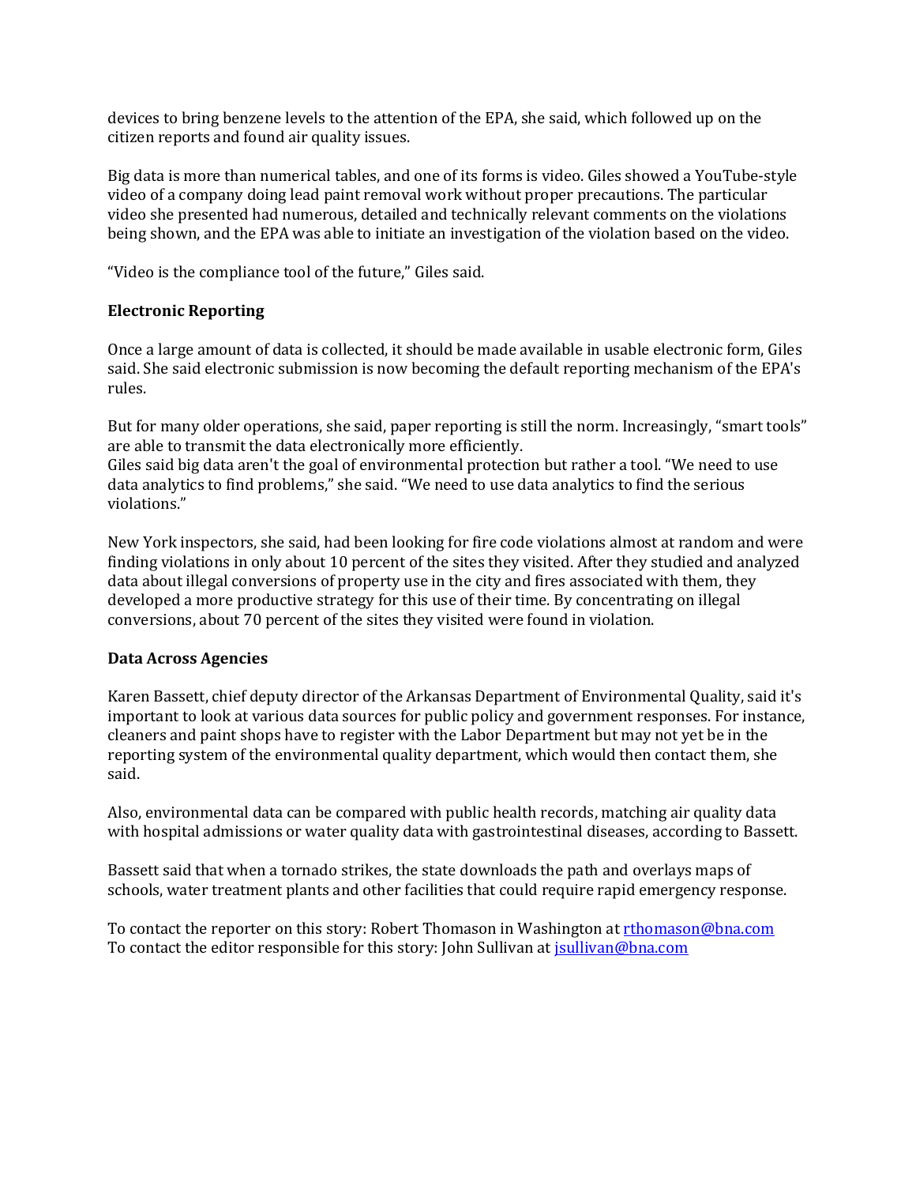devices to bring benzene levels to the attention of the EPA, she said, which followed up on the citizen reports and found air quality issues.

Big data is more than numerical tables, and one of its forms is video. Giles showed a YouTube-style video of a company doing lead paint removal work without proper precautions. The particular video she presented had numerous, detailed and technically relevant comments on the violations being shown, and the EPA was able to initiate an investigation of the violation based on the video.

“Video is the compliance tool of the future,” Giles said.

**Electronic Reporting**

Once a large amount of data is collected, it should be made available in usable electronic form, Giles said. She said electronic submission is now becoming the default reporting mechanism of the EPA's rules.

But for many older operations, she said, paper reporting is still the norm. Increasingly, “smart tools” are able to transmit the data electronically more efficiently.
Giles said big data aren't the goal of environmental protection but rather a tool. “We need to use data analytics to find problems,” she said. “We need to use data analytics to find the serious violations.”

New York inspectors, she said, had been looking for fire code violations almost at random and were finding violations in only about 10 percent of the sites they visited. After they studied and analyzed data about illegal conversions of property use in the city and fires associated with them, they developed a more productive strategy for this use of their time. By concentrating on illegal conversions, about 70 percent of the sites they visited were found in violation.

**Data Across Agencies**

Karen Bassett, chief deputy director of the Arkansas Department of Environmental Quality, said it's important to look at various data sources for public policy and government responses. For instance, cleaners and paint shops have to register with the Labor Department but may not yet be in the reporting system of the environmental quality department, which would then contact them, she said.

Also, environmental data can be compared with public health records, matching air quality data with hospital admissions or water quality data with gastrointestinal diseases, according to Bassett.

Bassett said that when a tornado strikes, the state downloads the path and overlays maps of schools, water treatment plants and other facilities that could require rapid emergency response.

To contact the reporter on this story: Robert Thomason in Washington at rthomason@bna.com
To contact the editor responsible for this story: John Sullivan at jsullivan@bna.com